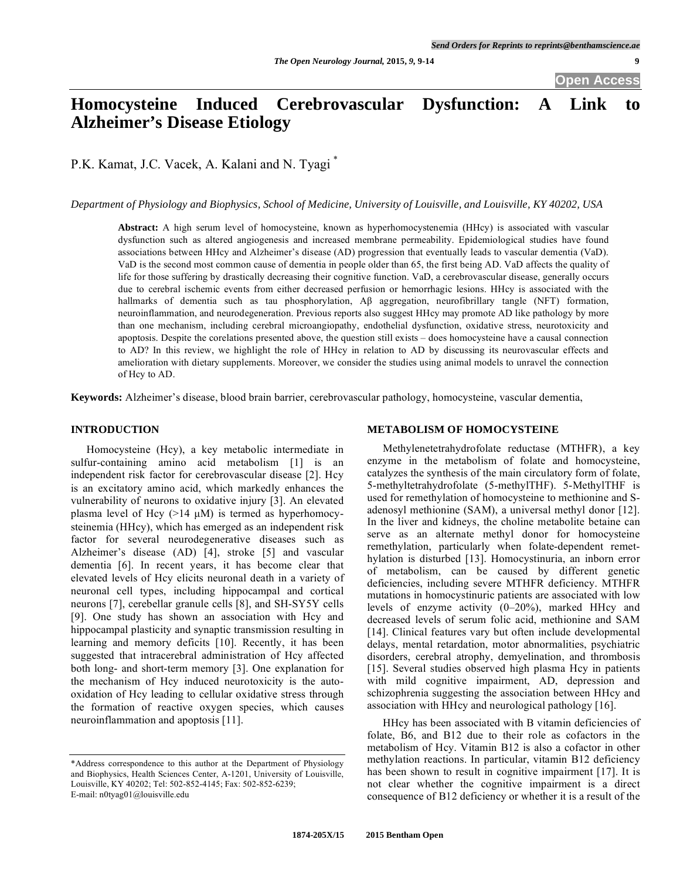# Homocysteine Induced Cerebrovascular Dysfunction: A Link to Alzheimer's Disease Etiology

P.K. Kamat, J.C. Vacek, A. Kalani and N. Tyagi *

*Department of Physiology and Biophysics, School of Medicine, University of Louisville, and Louisville, KY 40202, USA*

**Abstract:** A high serum level of homocysteine, known as hyperhomocystenemia (HHcy) is associated with vascular dysfunction such as altered angiogenesis and increased membrane permeability. Epidemiological studies have found associations between HHcy and Alzheimer's disease (AD) progression that eventually leads to vascular dementia (VaD). VaD is the second most common cause of dementia in people older than 65, the first being AD. VaD affects the quality of life for those suffering by drastically decreasing their cognitive function. VaD, a cerebrovascular disease, generally occurs due to cerebral ischemic events from either decreased perfusion or hemorrhagic lesions. HHcy is associated with the hallmarks of dementia such as tau phosphorylation, Aβ aggregation, neurofibrillary tangle (NFT) formation, neuroinflammation, and neurodegeneration. Previous reports also suggest HHcy may promote AD like pathology by more than one mechanism, including cerebral microangiopathy, endothelial dysfunction, oxidative stress, neurotoxicity and apoptosis. Despite the corelations presented above, the question still exists – does homocysteine have a causal connection to AD? In this review, we highlight the role of HHcy in relation to AD by discussing its neurovascular effects and amelioration with dietary supplements. Moreover, we consider the studies using animal models to unravel the connection of Hcy to AD.

**Keywords:** Alzheimer's disease, blood brain barrier, cerebrovascular pathology, homocysteine, vascular dementia,

## INTRODUCTION

Homocysteine (Hcy), a key metabolic intermediate in sulfur-containing amino acid metabolism [1] is an independent risk factor for cerebrovascular disease [2]. Hcy is an excitatory amino acid, which markedly enhances the vulnerability of neurons to oxidative injury [3]. An elevated plasma level of Hcy (>14 μM) is termed as hyperhomocysteinemia (HHcy), which has emerged as an independent risk factor for several neurodegenerative diseases such as Alzheimer's disease (AD) [4], stroke [5] and vascular dementia [6]. In recent years, it has become clear that elevated levels of Hcy elicits neuronal death in a variety of neuronal cell types, including hippocampal and cortical neurons [7], cerebellar granule cells [8], and SH-SY5Y cells [9]. One study has shown an association with Hcy and hippocampal plasticity and synaptic transmission resulting in learning and memory deficits [10]. Recently, it has been suggested that intracerebral administration of Hcy affected both long- and short-term memory [3]. One explanation for the mechanism of Hcy induced neurotoxicity is the auto-oxidation of Hcy leading to cellular oxidative stress through the formation of reactive oxygen species, which causes neuroinflammation and apoptosis [11].

*Address correspondence to this author at the Department of Physiology and Biophysics, Health Sciences Center, A-1201, University of Louisville, Louisville, KY 40202; Tel: 502-852-4145; Fax: 502-852-6239; E-mail: n0tyag01@louisville.edu

## METABOLISM OF HOMOCYSTEINE

Methylenetetrahydrofolate reductase (MTHFR), a key enzyme in the metabolism of folate and homocysteine, catalyzes the synthesis of the main circulatory form of folate, 5-methyltetrahydrofolate (5-methylTHF). 5-MethylTHF is used for remethylation of homocysteine to methionine and S-adenosyl methionine (SAM), a universal methyl donor [12]. In the liver and kidneys, the choline metabolite betaine can serve as an alternate methyl donor for homocysteine remethylation, particularly when folate-dependent remethylation is disturbed [13]. Homocystinuria, an inborn error of metabolism, can be caused by different genetic deficiencies, including severe MTHFR deficiency. MTHFR mutations in homocystinuric patients are associated with low levels of enzyme activity (0–20%), marked HHcy and decreased levels of serum folic acid, methionine and SAM [14]. Clinical features vary but often include developmental delays, mental retardation, motor abnormalities, psychiatric disorders, cerebral atrophy, demyelination, and thrombosis [15]. Several studies observed high plasma Hcy in patients with mild cognitive impairment, AD, depression and schizophrenia suggesting the association between HHcy and association with HHcy and neurological pathology [16].

HHcy has been associated with B vitamin deficiencies of folate, B6, and B12 due to their role as cofactors in the metabolism of Hcy. Vitamin B12 is also a cofactor in other methylation reactions. In particular, vitamin B12 deficiency has been shown to result in cognitive impairment [17]. It is not clear whether the cognitive impairment is a direct consequence of B12 deficiency or whether it is a result of the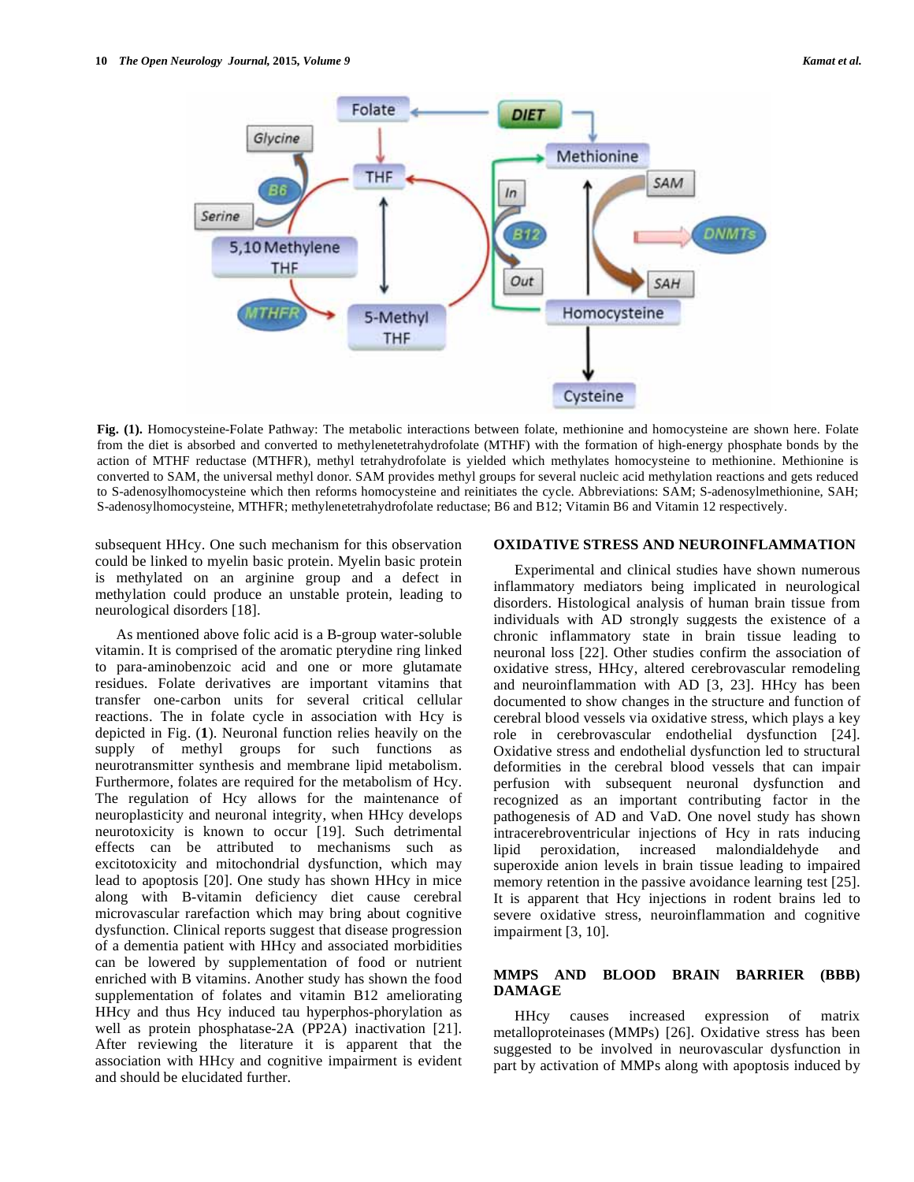Fig. (1). Homocysteine-Folate Pathway: The metabolic interactions between folate, methionine and homocysteine are shown here. Folate from the diet is absorbed and converted to methylenetetrahydrofolate (MTHF) with the formation of high-energy phosphate bonds by the action of MTHF reductase (MTHFR), methyl tetrahydrofolate is yielded which methylates homocysteine to methionine. Methionine is converted to SAM, the universal methyl donor. SAM provides methyl groups for several nucleic acid methylation reactions and gets reduced to S-adenosylhomocysteine which then reforms homocysteine and reinitiates the cycle. Abbreviations: SAM; S-adenosylmethionine, SAH; S-adenosylhomocysteine, MTHFR; methylenetetrahydrofolate reductase; B6 and B12; Vitamin B6 and Vitamin 12 respectively.

subsequent HHcy. One such mechanism for this observation could be linked to myelin basic protein. Myelin basic protein is methylated on an arginine group and a defect in methylation could produce an unstable protein, leading to neurological disorders [18].

As mentioned above folic acid is a B-group water-soluble vitamin. It is comprised of the aromatic pterydine ring linked to para-aminobenzoic acid and one or more glutamate residues. Folate derivatives are important vitamins that transfer one-carbon units for several critical cellular reactions. The in folate cycle in association with Hcy is depicted in Fig. (**1**). Neuronal function relies heavily on the supply of methyl groups for such functions as neurotransmitter synthesis and membrane lipid metabolism. Furthermore, folates are required for the metabolism of Hcy. The regulation of Hcy allows for the maintenance of neuroplasticity and neuronal integrity, when HHcy develops neurotoxicity is known to occur [19]. Such detrimental effects can be attributed to mechanisms such as excitotoxicity and mitochondrial dysfunction, which may lead to apoptosis [20]. One study has shown HHcy in mice along with B-vitamin deficiency diet cause cerebral microvascular rarefaction which may bring about cognitive dysfunction. Clinical reports suggest that disease progression of a dementia patient with HHcy and associated morbidities can be lowered by supplementation of food or nutrient enriched with B vitamins. Another study has shown the food supplementation of folates and vitamin B12 ameliorating HHcy and thus Hcy induced tau hyperphos-phorylation as well as protein phosphatase-2A (PP2A) inactivation [21]. After reviewing the literature it is apparent that the association with HHcy and cognitive impairment is evident and should be elucidated further.

## OXIDATIVE STRESS AND NEUROINFLAMMATION

Experimental and clinical studies have shown numerous inflammatory mediators being implicated in neurological disorders. Histological analysis of human brain tissue from individuals with AD strongly suggests the existence of a chronic inflammatory state in brain tissue leading to neuronal loss [22]. Other studies confirm the association of oxidative stress, HHcy, altered cerebrovascular remodeling and neuroinflammation with AD [3, 23]. HHcy has been documented to show changes in the structure and function of cerebral blood vessels via oxidative stress, which plays a key role in cerebrovascular endothelial dysfunction [24]. Oxidative stress and endothelial dysfunction led to structural deformities in the cerebral blood vessels that can impair perfusion with subsequent neuronal dysfunction and recognized as an important contributing factor in the pathogenesis of AD and VaD. One novel study has shown intracerebroventricular injections of Hcy in rats inducing lipid peroxidation, increased malondialdehyde and superoxide anion levels in brain tissue leading to impaired memory retention in the passive avoidance learning test [25]. It is apparent that Hcy injections in rodent brains led to severe oxidative stress, neuroinflammation and cognitive impairment [3, 10].

## MMPS AND BLOOD BRAIN BARRIER (BBB) DAMAGE

HHcy causes increased expression of matrix metalloproteinases (MMPs) [26]. Oxidative stress has been suggested to be involved in neurovascular dysfunction in part by activation of MMPs along with apoptosis induced by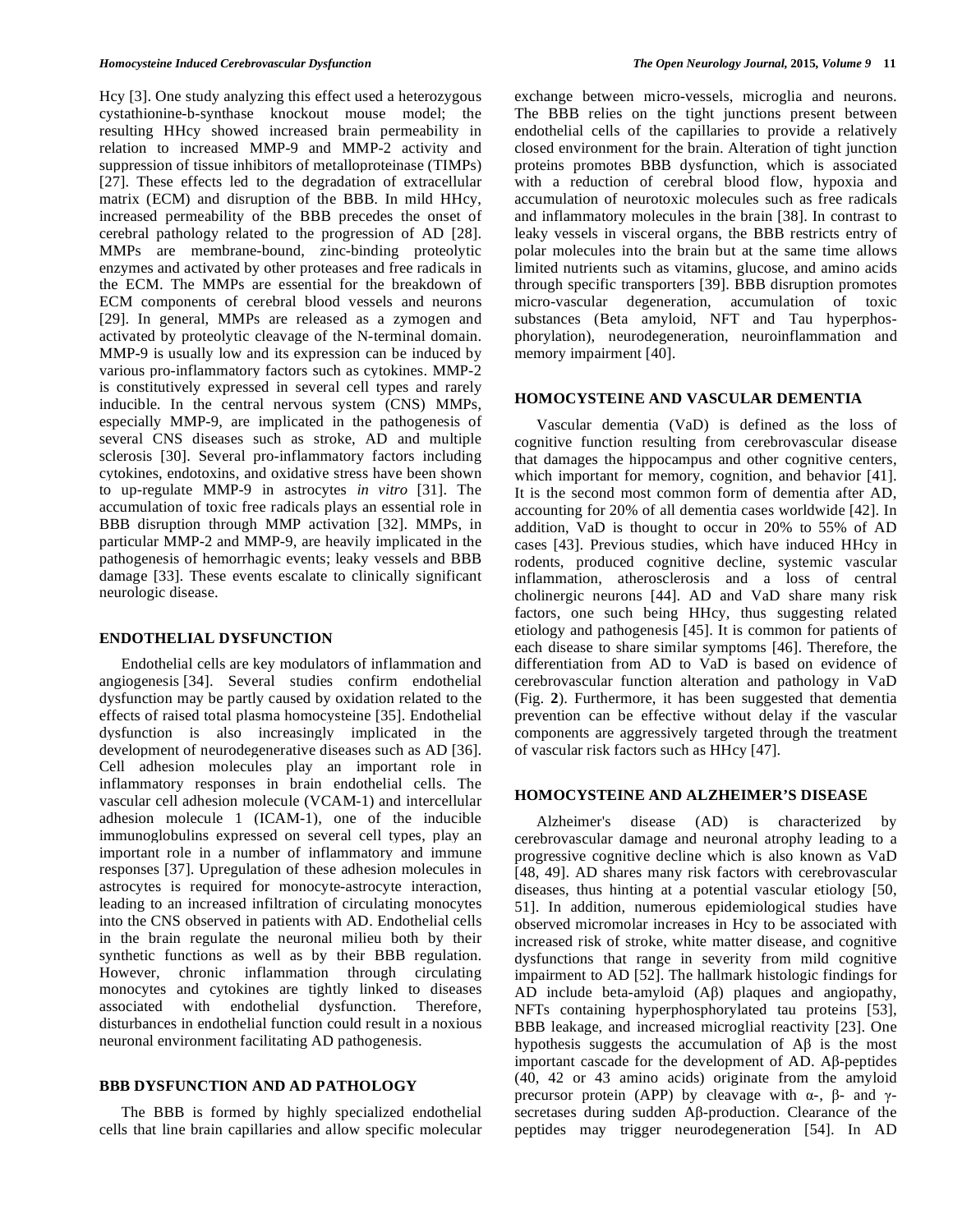Hcy [3]. One study analyzing this effect used a heterozygous cystathionine-b-synthase knockout mouse model; the resulting HHcy showed increased brain permeability in relation to increased MMP-9 and MMP-2 activity and suppression of tissue inhibitors of metalloproteinase (TIMPs) [27]. These effects led to the degradation of extracellular matrix (ECM) and disruption of the BBB. In mild HHcy, increased permeability of the BBB precedes the onset of cerebral pathology related to the progression of AD [28]. MMPs are membrane-bound, zinc-binding proteolytic enzymes and activated by other proteases and free radicals in the ECM. The MMPs are essential for the breakdown of ECM components of cerebral blood vessels and neurons [29]. In general, MMPs are released as a zymogen and activated by proteolytic cleavage of the N-terminal domain. MMP-9 is usually low and its expression can be induced by various pro-inflammatory factors such as cytokines. MMP-2 is constitutively expressed in several cell types and rarely inducible. In the central nervous system (CNS) MMPs, especially MMP-9, are implicated in the pathogenesis of several CNS diseases such as stroke, AD and multiple sclerosis [30]. Several pro-inflammatory factors including cytokines, endotoxins, and oxidative stress have been shown to up-regulate MMP-9 in astrocytes *in vitro* [31]. The accumulation of toxic free radicals plays an essential role in BBB disruption through MMP activation [32]. MMPs, in particular MMP-2 and MMP-9, are heavily implicated in the pathogenesis of hemorrhagic events; leaky vessels and BBB damage [33]. These events escalate to clinically significant neurologic disease.

## ENDOTHELIAL DYSFUNCTION

Endothelial cells are key modulators of inflammation and angiogenesis [34]. Several studies confirm endothelial dysfunction may be partly caused by oxidation related to the effects of raised total plasma homocysteine [35]. Endothelial dysfunction is also increasingly implicated in the development of neurodegenerative diseases such as AD [36]. Cell adhesion molecules play an important role in inflammatory responses in brain endothelial cells. The vascular cell adhesion molecule (VCAM-1) and intercellular adhesion molecule 1 (ICAM-1), one of the inducible immunoglobulins expressed on several cell types, play an important role in a number of inflammatory and immune responses [37]. Upregulation of these adhesion molecules in astrocytes is required for monocyte-astrocyte interaction, leading to an increased infiltration of circulating monocytes into the CNS observed in patients with AD. Endothelial cells in the brain regulate the neuronal milieu both by their synthetic functions as well as by their BBB regulation. However, chronic inflammation through circulating monocytes and cytokines are tightly linked to diseases associated with endothelial dysfunction. Therefore, disturbances in endothelial function could result in a noxious neuronal environment facilitating AD pathogenesis.

## BBB DYSFUNCTION AND AD PATHOLOGY

The BBB is formed by highly specialized endothelial cells that line brain capillaries and allow specific molecular exchange between micro-vessels, microglia and neurons. The BBB relies on the tight junctions present between endothelial cells of the capillaries to provide a relatively closed environment for the brain. Alteration of tight junction proteins promotes BBB dysfunction, which is associated with a reduction of cerebral blood flow, hypoxia and accumulation of neurotoxic molecules such as free radicals and inflammatory molecules in the brain [38]. In contrast to leaky vessels in visceral organs, the BBB restricts entry of polar molecules into the brain but at the same time allows limited nutrients such as vitamins, glucose, and amino acids through specific transporters [39]. BBB disruption promotes micro-vascular degeneration, accumulation of toxic substances (Beta amyloid, NFT and Tau hyperphosphorylation), neurodegeneration, neuroinflammation and memory impairment [40].

## HOMOCYSTEINE AND VASCULAR DEMENTIA

Vascular dementia (VaD) is defined as the loss of cognitive function resulting from cerebrovascular disease that damages the hippocampus and other cognitive centers, which important for memory, cognition, and behavior [41]. It is the second most common form of dementia after AD, accounting for 20% of all dementia cases worldwide [42]. In addition, VaD is thought to occur in 20% to 55% of AD cases [43]. Previous studies, which have induced HHcy in rodents, produced cognitive decline, systemic vascular inflammation, atherosclerosis and a loss of central cholinergic neurons [44]. AD and VaD share many risk factors, one such being HHcy, thus suggesting related etiology and pathogenesis [45]. It is common for patients of each disease to share similar symptoms [46]. Therefore, the differentiation from AD to VaD is based on evidence of cerebrovascular function alteration and pathology in VaD (Fig. **2**). Furthermore, it has been suggested that dementia prevention can be effective without delay if the vascular components are aggressively targeted through the treatment of vascular risk factors such as HHcy [47].

## HOMOCYSTEINE AND ALZHEIMER'S DISEASE

Alzheimer's disease (AD) is characterized by cerebrovascular damage and neuronal atrophy leading to a progressive cognitive decline which is also known as VaD [48, 49]. AD shares many risk factors with cerebrovascular diseases, thus hinting at a potential vascular etiology [50, 51]. In addition, numerous epidemiological studies have observed micromolar increases in Hcy to be associated with increased risk of stroke, white matter disease, and cognitive dysfunctions that range in severity from mild cognitive impairment to AD [52]. The hallmark histologic findings for AD include beta-amyloid (Aβ) plaques and angiopathy, NFTs containing hyperphosphorylated tau proteins [53], BBB leakage, and increased microglial reactivity [23]. One hypothesis suggests the accumulation of Aβ is the most important cascade for the development of AD. Aβ-peptides (40, 42 or 43 amino acids) originate from the amyloid precursor protein (APP) by cleavage with α-, β- and γ-secretases during sudden Aβ-production. Clearance of the peptides may trigger neurodegeneration [54]. In AD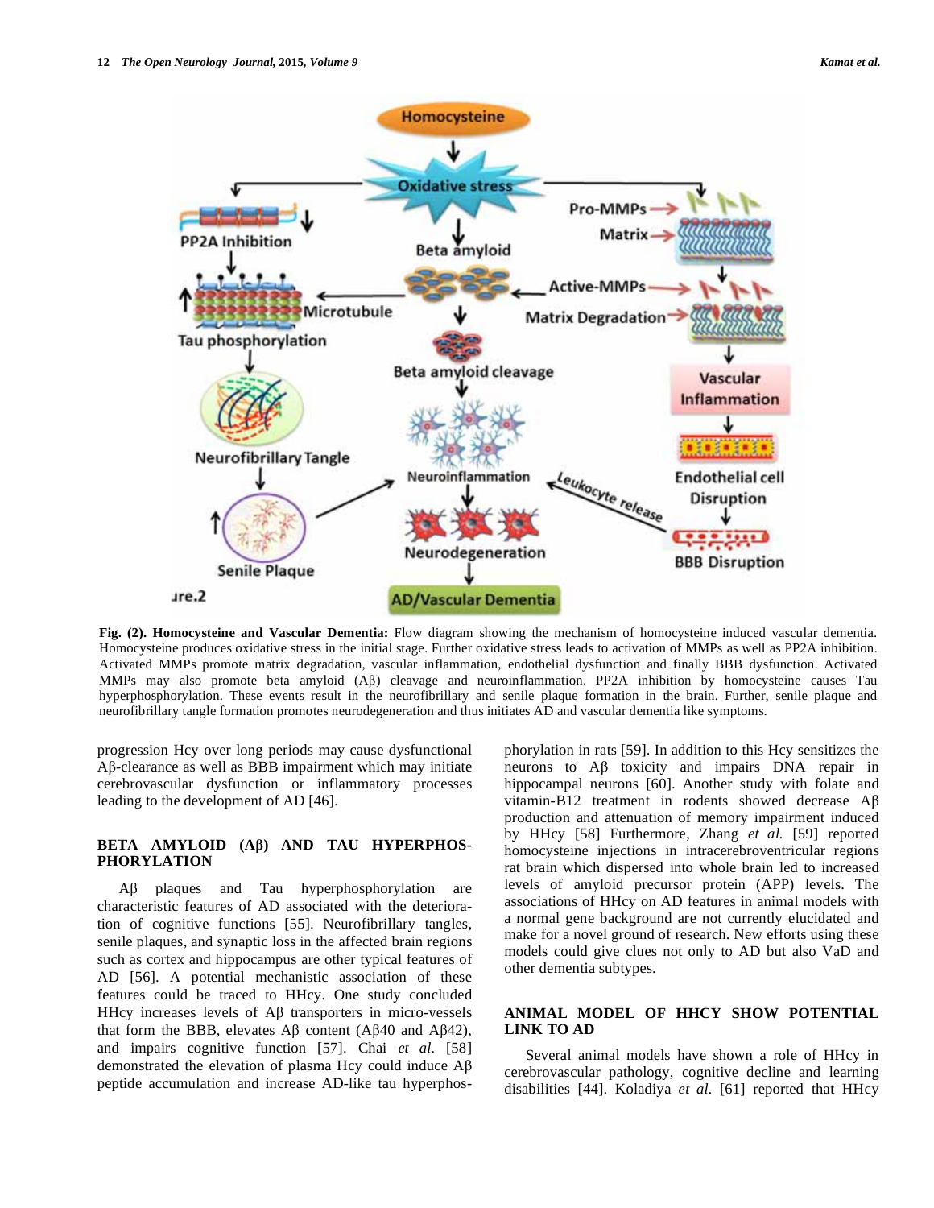**Fig. (2). Homocysteine and Vascular Dementia:** Flow diagram showing the mechanism of homocysteine induced vascular dementia. Homocysteine produces oxidative stress in the initial stage. Further oxidative stress leads to activation of MMPs as well as PP2A inhibition. Activated MMPs promote matrix degradation, vascular inflammation, endothelial dysfunction and finally BBB dysfunction. Activated MMPs may also promote beta amyloid (Aβ) cleavage and neuroinflammation. PP2A inhibition by homocysteine causes Tau hyperphosphorylation. These events result in the neurofibrillary and senile plaque formation in the brain. Further, senile plaque and neurofibrillary tangle formation promotes neurodegeneration and thus initiates AD and vascular dementia like symptoms.

progression Hcy over long periods may cause dysfunctional Aβ-clearance as well as BBB impairment which may initiate cerebrovascular dysfunction or inflammatory processes leading to the development of AD [46].

## BETA AMYLOID (Aβ) AND TAU HYPERPHOSPHORYLATION

Aβ plaques and Tau hyperphosphorylation are characteristic features of AD associated with the deterioration of cognitive functions [55]. Neurofibrillary tangles, senile plaques, and synaptic loss in the affected brain regions such as cortex and hippocampus are other typical features of AD [56]. A potential mechanistic association of these features could be traced to HHcy. One study concluded HHcy increases levels of Aβ transporters in micro-vessels that form the BBB, elevates Aβ content (Aβ40 and Aβ42), and impairs cognitive function [57]. Chai *et al.* [58] demonstrated the elevation of plasma Hcy could induce Aβ peptide accumulation and increase AD-like tau hyperphosphorylation in rats [59]. In addition to this Hcy sensitizes the neurons to Aβ toxicity and impairs DNA repair in hippocampal neurons [60]. Another study with folate and vitamin-B12 treatment in rodents showed decrease Aβ production and attenuation of memory impairment induced by HHcy [58] Furthermore, Zhang *et al.* [59] reported homocysteine injections in intracerebroventricular regions rat brain which dispersed into whole brain led to increased levels of amyloid precursor protein (APP) levels. The associations of HHcy on AD features in animal models with a normal gene background are not currently elucidated and make for a novel ground of research. New efforts using these models could give clues not only to AD but also VaD and other dementia subtypes.

## ANIMAL MODEL OF HHCY SHOW POTENTIAL LINK TO AD

Several animal models have shown a role of HHcy in cerebrovascular pathology, cognitive decline and learning disabilities [44]. Koladiya *et al.* [61] reported that HHcy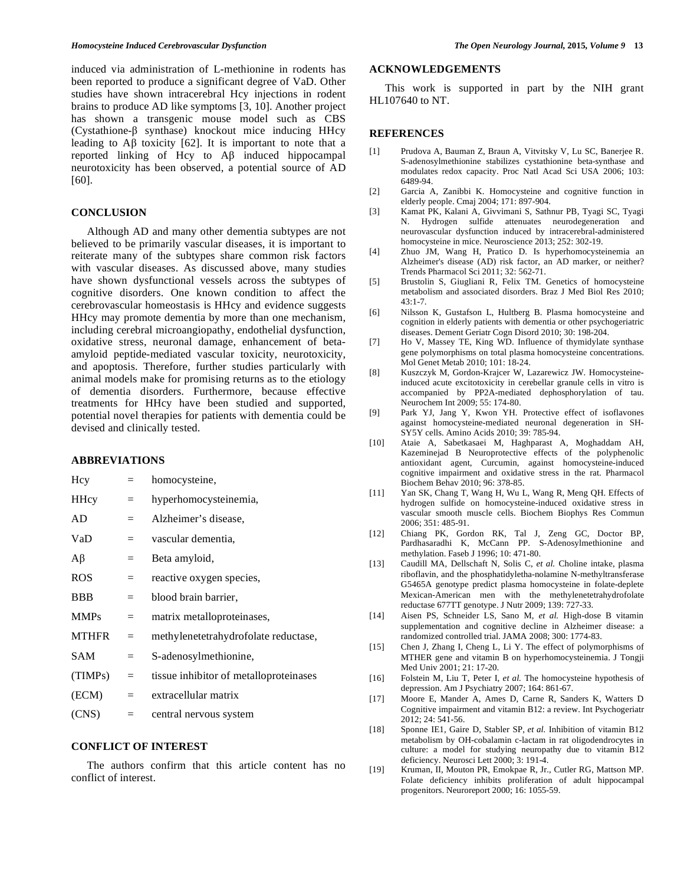induced via administration of L-methionine in rodents has been reported to produce a significant degree of VaD. Other studies have shown intracerebral Hcy injections in rodent brains to produce AD like symptoms [3, 10]. Another project has shown a transgenic mouse model such as CBS (Cystathione-β synthase) knockout mice inducing HHcy leading to Aβ toxicity [62]. It is important to note that a reported linking of Hcy to Aβ induced hippocampal neurotoxicity has been observed, a potential source of AD [60].

## CONCLUSION

Although AD and many other dementia subtypes are not believed to be primarily vascular diseases, it is important to reiterate many of the subtypes share common risk factors with vascular diseases. As discussed above, many studies have shown dysfunctional vessels across the subtypes of cognitive disorders. One known condition to affect the cerebrovascular homeostasis is HHcy and evidence suggests HHcy may promote dementia by more than one mechanism, including cerebral microangiopathy, endothelial dysfunction, oxidative stress, neuronal damage, enhancement of beta-amyloid peptide-mediated vascular toxicity, neurotoxicity, and apoptosis. Therefore, further studies particularly with animal models make for promising returns as to the etiology of dementia disorders. Furthermore, because effective treatments for HHcy have been studied and supported, potential novel therapies for patients with dementia could be devised and clinically tested.

## ABBREVIATIONS

| | | |
|---|---|---|
| Hcy | = | homocysteine, |
| HHcy | = | hyperhomocysteinemia, |
| AD | = | Alzheimer's disease, |
| VaD | = | vascular dementia, |
| Aβ | = | Beta amyloid, |
| ROS | = | reactive oxygen species, |
| BBB | = | blood brain barrier, |
| MMPs | = | matrix metalloproteinases, |
| MTHFR | = | methylenetetrahydrofolate reductase, |
| SAM | = | S-adenosylmethionine, |
| (TIMPs) | = | tissue inhibitor of metalloproteinases |
| (ECM) | = | extracellular matrix |
| (CNS) | = | central nervous system |

## CONFLICT OF INTEREST

The authors confirm that this article content has no conflict of interest.

## ACKNOWLEDGEMENTS

This work is supported in part by the NIH grant HL107640 to NT.

## REFERENCES

[1] Prudova A, Bauman Z, Braun A, Vitvitsky V, Lu SC, Banerjee R. S-adenosylmethionine stabilizes cystathionine beta-synthase and modulates redox capacity. Proc Natl Acad Sci USA 2006; 103: 6489-94.

[2] Garcia A, Zanibbi K. Homocysteine and cognitive function in elderly people. Cmaj 2004; 171: 897-904.

[3] Kamat PK, Kalani A, Givvimani S, Sathnur PB, Tyagi SC, Tyagi N. Hydrogen sulfide attenuates neurodegeneration and neurovascular dysfunction induced by intracerebral-administered homocysteine in mice. Neuroscience 2013; 252: 302-19.

[4] Zhuo JM, Wang H, Pratico D. Is hyperhomocysteinemia an Alzheimer's disease (AD) risk factor, an AD marker, or neither? Trends Pharmacol Sci 2011; 32: 562-71.

[5] Brustolin S, Giugliani R, Felix TM. Genetics of homocysteine metabolism and associated disorders. Braz J Med Biol Res 2010; 43:1-7.

[6] Nilsson K, Gustafson L, Hultberg B. Plasma homocysteine and cognition in elderly patients with dementia or other psychogeriatric diseases. Dement Geriatr Cogn Disord 2010; 30: 198-204.

[7] Ho V, Massey TE, King WD. Influence of thymidylate synthase gene polymorphisms on total plasma homocysteine concentrations. Mol Genet Metab 2010; 101: 18-24.

[8] Kuszczyk M, Gordon-Krajcer W, Lazarewicz JW. Homocysteine-induced acute excitotoxicity in cerebellar granule cells in vitro is accompanied by PP2A-mediated dephosphorylation of tau. Neurochem Int 2009; 55: 174-80.

[9] Park YJ, Jang Y, Kwon YH. Protective effect of isoflavones against homocysteine-mediated neuronal degeneration in SH-SY5Y cells. Amino Acids 2010; 39: 785-94.

[10] Ataie A, Sabetkasaei M, Haghparast A, Moghaddam AH, Kazeminejad B Neuroprotective effects of the polyphenolic antioxidant agent, Curcumin, against homocysteine-induced cognitive impairment and oxidative stress in the rat. Pharmacol Biochem Behav 2010; 96: 378-85.

[11] Yan SK, Chang T, Wang H, Wu L, Wang R, Meng QH. Effects of hydrogen sulfide on homocysteine-induced oxidative stress in vascular smooth muscle cells. Biochem Biophys Res Commun 2006; 351: 485-91.

[12] Chiang PK, Gordon RK, Tal J, Zeng GC, Doctor BP, Pardhasaradhi K, McCann PP. S-Adenosylmethionine and methylation. Faseb J 1996; 10: 471-80.

[13] Caudill MA, Dellschaft N, Solis C, *et al.* Choline intake, plasma riboflavin, and the phosphatidyletha-nolamine N-methyltransferase G5465A genotype predict plasma homocysteine in folate-deplete Mexican-American men with the methylenetetrahydrofolate reductase 677TT genotype. J Nutr 2009; 139: 727-33.

[14] Aisen PS, Schneider LS, Sano M, *et al.* High-dose B vitamin supplementation and cognitive decline in Alzheimer disease: a randomized controlled trial. JAMA 2008; 300: 1774-83.

[15] Chen J, Zhang I, Cheng L, Li Y. The effect of polymorphisms of MTHER gene and vitamin B on hyperhomocysteinemia. J Tongji Med Univ 2001; 21: 17-20.

[16] Folstein M, Liu T, Peter I, *et al.* The homocysteine hypothesis of depression. Am J Psychiatry 2007; 164: 861-67.

[17] Moore E, Mander A, Ames D, Carne R, Sanders K, Watters D Cognitive impairment and vitamin B12: a review. Int Psychogeriatr 2012; 24: 541-56.

[18] Sponne IE1, Gaire D, Stabler SP, *et al.* Inhibition of vitamin B12 metabolism by OH-cobalamin c-lactam in rat oligodendrocytes in culture: a model for studying neuropathy due to vitamin B12 deficiency. Neurosci Lett 2000; 3: 191-4.

[19] Kruman, II, Mouton PR, Emokpae R, Jr., Cutler RG, Mattson MP. Folate deficiency inhibits proliferation of adult hippocampal progenitors. Neuroreport 2000; 16: 1055-59.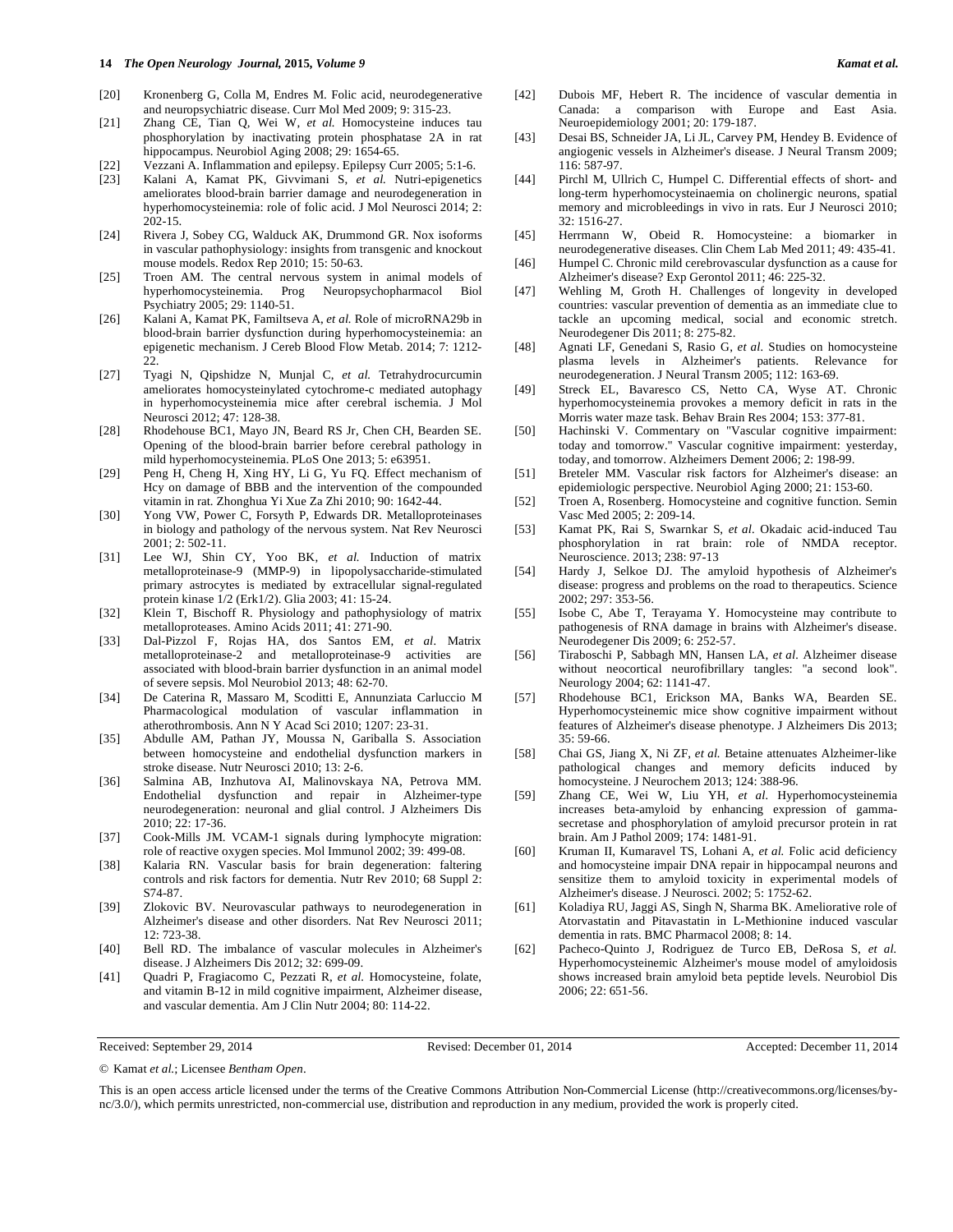[20] Kronenberg G, Colla M, Endres M. Folic acid, neurodegenerative and neuropsychiatric disease. Curr Mol Med 2009; 9: 315-23.

[21] Zhang CE, Tian Q, Wei W, *et al.* Homocysteine induces tau phosphorylation by inactivating protein phosphatase 2A in rat hippocampus. Neurobiol Aging 2008; 29: 1654-65.

[22] Vezzani A. Inflammation and epilepsy. Epilepsy Curr 2005; 5:1-6.

[23] Kalani A, Kamat PK, Givvimani S, *et al.* Nutri-epigenetics ameliorates blood-brain barrier damage and neurodegeneration in hyperhomocysteinemia: role of folic acid. J Mol Neurosci 2014; 2: 202-15.

[24] Rivera J, Sobey CG, Walduck AK, Drummond GR. Nox isoforms in vascular pathophysiology: insights from transgenic and knockout mouse models. Redox Rep 2010; 15: 50-63.

[25] Troen AM. The central nervous system in animal models of hyperhomocysteinemia. Prog Neuropsychopharmacol Biol Psychiatry 2005; 29: 1140-51.

[26] Kalani A, Kamat PK, Familtseva A, *et al.* Role of microRNA29b in blood-brain barrier dysfunction during hyperhomocysteinemia: an epigenetic mechanism. J Cereb Blood Flow Metab. 2014; 7: 1212-22.

[27] Tyagi N, Qipshidze N, Munjal C, *et al.* Tetrahydrocurcumin ameliorates homocysteinylated cytochrome-c mediated autophagy in hyperhomocysteinemia mice after cerebral ischemia. J Mol Neurosci 2012; 47: 128-38.

[28] Rhodehouse BC1, Mayo JN, Beard RS Jr, Chen CH, Bearden SE. Opening of the blood-brain barrier before cerebral pathology in mild hyperhomocysteinemia. PLoS One 2013; 5: e63951.

[29] Peng H, Cheng H, Xing HY, Li G, Yu FQ. Effect mechanism of Hcy on damage of BBB and the intervention of the compounded vitamin in rat. Zhonghua Yi Xue Za Zhi 2010; 90: 1642-44.

[30] Yong VW, Power C, Forsyth P, Edwards DR. Metalloproteinases in biology and pathology of the nervous system. Nat Rev Neurosci 2001; 2: 502-11.

[31] Lee WJ, Shin CY, Yoo BK, *et al.* Induction of matrix metalloproteinase-9 (MMP-9) in lipopolysaccharide-stimulated primary astrocytes is mediated by extracellular signal-regulated protein kinase 1/2 (Erk1/2). Glia 2003; 41: 15-24.

[32] Klein T, Bischoff R. Physiology and pathophysiology of matrix metalloproteases. Amino Acids 2011; 41: 271-90.

[33] Dal-Pizzol F, Rojas HA, dos Santos EM, *et al*. Matrix metalloproteinase-2 and metalloproteinase-9 activities are associated with blood-brain barrier dysfunction in an animal model of severe sepsis. Mol Neurobiol 2013; 48: 62-70.

[34] De Caterina R, Massaro M, Scoditti E, Annunziata Carluccio M Pharmacological modulation of vascular inflammation in atherothrombosis. Ann N Y Acad Sci 2010; 1207: 23-31.

[35] Abdulle AM, Pathan JY, Moussa N, Gariballa S. Association between homocysteine and endothelial dysfunction markers in stroke disease. Nutr Neurosci 2010; 13: 2-6.

[36] Salmina AB, Inzhutova AI, Malinovskaya NA, Petrova MM. Endothelial dysfunction and repair in Alzheimer-type neurodegeneration: neuronal and glial control. J Alzheimers Dis 2010; 22: 17-36.

[37] Cook-Mills JM. VCAM-1 signals during lymphocyte migration: role of reactive oxygen species. Mol Immunol 2002; 39: 499-08.

[38] Kalaria RN. Vascular basis for brain degeneration: faltering controls and risk factors for dementia. Nutr Rev 2010; 68 Suppl 2: S74-87.

[39] Zlokovic BV. Neurovascular pathways to neurodegeneration in Alzheimer's disease and other disorders. Nat Rev Neurosci 2011; 12: 723-38.

[40] Bell RD. The imbalance of vascular molecules in Alzheimer's disease. J Alzheimers Dis 2012; 32: 699-09.

[41] Quadri P, Fragiacomo C, Pezzati R, *et al.* Homocysteine, folate, and vitamin B-12 in mild cognitive impairment, Alzheimer disease, and vascular dementia. Am J Clin Nutr 2004; 80: 114-22.

[42] Dubois MF, Hebert R. The incidence of vascular dementia in Canada: a comparison with Europe and East Asia. Neuroepidemiology 2001; 20: 179-187.

[43] Desai BS, Schneider JA, Li JL, Carvey PM, Hendey B. Evidence of angiogenic vessels in Alzheimer's disease. J Neural Transm 2009; 116: 587-97.

[44] Pirchl M, Ullrich C, Humpel C. Differential effects of short- and long-term hyperhomocysteinaemia on cholinergic neurons, spatial memory and microbleedings in vivo in rats. Eur J Neurosci 2010; 32: 1516-27.

[45] Herrmann W, Obeid R. Homocysteine: a biomarker in neurodegenerative diseases. Clin Chem Lab Med 2011; 49: 435-41.

[46] Humpel C. Chronic mild cerebrovascular dysfunction as a cause for Alzheimer's disease? Exp Gerontol 2011; 46: 225-32.

[47] Wehling M, Groth H. Challenges of longevity in developed countries: vascular prevention of dementia as an immediate clue to tackle an upcoming medical, social and economic stretch. Neurodegener Dis 2011; 8: 275-82.

[48] Agnati LF, Genedani S, Rasio G, *et al.* Studies on homocysteine plasma levels in Alzheimer's patients. Relevance for neurodegeneration. J Neural Transm 2005; 112: 163-69.

[49] Streck EL, Bavaresco CS, Netto CA, Wyse AT. Chronic hyperhomocysteinemia provokes a memory deficit in rats in the Morris water maze task. Behav Brain Res 2004; 153: 377-81.

[50] Hachinski V. Commentary on "Vascular cognitive impairment: today and tomorrow." Vascular cognitive impairment: yesterday, today, and tomorrow. Alzheimers Dement 2006; 2: 198-99.

[51] Breteler MM. Vascular risk factors for Alzheimer's disease: an epidemiologic perspective. Neurobiol Aging 2000; 21: 153-60.

[52] Troen A, Rosenberg. Homocysteine and cognitive function. Semin Vasc Med 2005; 2: 209-14.

[53] Kamat PK, Rai S, Swarnkar S, *et al.* Okadaic acid-induced Tau phosphorylation in rat brain: role of NMDA receptor. Neuroscience. 2013; 238: 97-13

[54] Hardy J, Selkoe DJ. The amyloid hypothesis of Alzheimer's disease: progress and problems on the road to therapeutics. Science 2002; 297: 353-56.

[55] Isobe C, Abe T, Terayama Y. Homocysteine may contribute to pathogenesis of RNA damage in brains with Alzheimer's disease. Neurodegener Dis 2009; 6: 252-57.

[56] Tiraboschi P, Sabbagh MN, Hansen LA, *et al*. Alzheimer disease without neocortical neurofibrillary tangles: "a second look". Neurology 2004; 62: 1141-47.

[57] Rhodehouse BC1, Erickson MA, Banks WA, Bearden SE. Hyperhomocysteinemic mice show cognitive impairment without features of Alzheimer's disease phenotype. J Alzheimers Dis 2013; 35: 59-66.

[58] Chai GS, Jiang X, Ni ZF, *et al.* Betaine attenuates Alzheimer-like pathological changes and memory deficits induced by homocysteine. J Neurochem 2013; 124: 388-96.

[59] Zhang CE, Wei W, Liu YH, *et al.* Hyperhomocysteinemia increases beta-amyloid by enhancing expression of gamma-secretase and phosphorylation of amyloid precursor protein in rat brain. Am J Pathol 2009; 174: 1481-91.

[60] Kruman II, Kumaravel TS, Lohani A, *et al.* Folic acid deficiency and homocysteine impair DNA repair in hippocampal neurons and sensitize them to amyloid toxicity in experimental models of Alzheimer's disease. J Neurosci. 2002; 5: 1752-62.

[61] Koladiya RU, Jaggi AS, Singh N, Sharma BK. Ameliorative role of Atorvastatin and Pitavastatin in L-Methionine induced vascular dementia in rats. BMC Pharmacol 2008; 8: 14.

[62] Pacheco-Quinto J, Rodriguez de Turco EB, DeRosa S, *et al.* Hyperhomocysteinemic Alzheimer's mouse model of amyloidosis shows increased brain amyloid beta peptide levels. Neurobiol Dis 2006; 22: 651-56.

Received: September 29, 2014 Revised: December 01, 2014 Accepted: December 11, 2014

© Kamat *et al.*; Licensee *Bentham Open*.

This is an open access article licensed under the terms of the Creative Commons Attribution Non-Commercial License (http://creativecommons.org/licenses/by-nc/3.0/), which permits unrestricted, non-commercial use, distribution and reproduction in any medium, provided the work is properly cited.